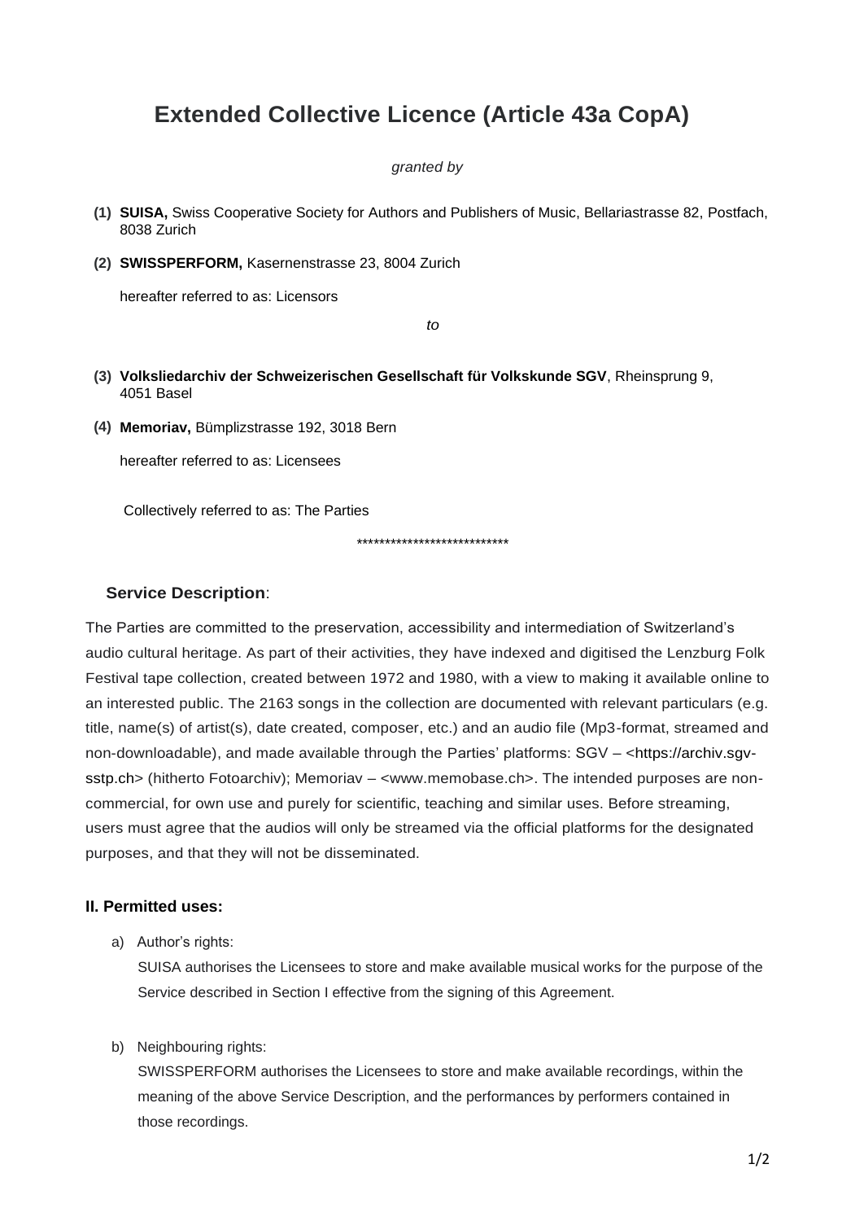# Extended Collective Licence (Article 43a CopA)

*granted by*

**(1) SUISA,** Swiss Cooperative Society for Authors and Publishers of Music, Bellariastrasse 82, Postfach, 8038 Zurich

**(2) SWISSPERFORM,** Kasernenstrasse 23, 8004 Zurich

hereafter referred to as: Licensors

*to*

**(3) Volksliedarchiv der Schweizerischen Gesellschaft für Volkskunde SGV**, Rheinsprung 9, 4051 Basel

**(4) Memoriav,** Bümplizstrasse 192, 3018 Bern

hereafter referred to as: Licensees

Collectively referred to as: The Parties

***************************

### Service Description:

The Parties are committed to the preservation, accessibility and intermediation of Switzerland's audio cultural heritage. As part of their activities, they have indexed and digitised the Lenzburg Folk Festival tape collection, created between 1972 and 1980, with a view to making it available online to an interested public. The 2163 songs in the collection are documented with relevant particulars (e.g. title, name(s) of artist(s), date created, composer, etc.) and an audio file (Mp3-format, streamed and non-downloadable), and made available through the Parties' platforms: SGV – <https://archiv.sgv-sstp.ch> (hitherto Fotoarchiv); Memoriav – <www.memobase.ch>. The intended purposes are non-commercial, for own use and purely for scientific, teaching and similar uses. Before streaming, users must agree that the audios will only be streamed via the official platforms for the designated purposes, and that they will not be disseminated.

### II. Permitted uses:

a) Author's rights:

SUISA authorises the Licensees to store and make available musical works for the purpose of the Service described in Section I effective from the signing of this Agreement.

b) Neighbouring rights:

SWISSPERFORM authorises the Licensees to store and make available recordings, within the meaning of the above Service Description, and the performances by performers contained in those recordings.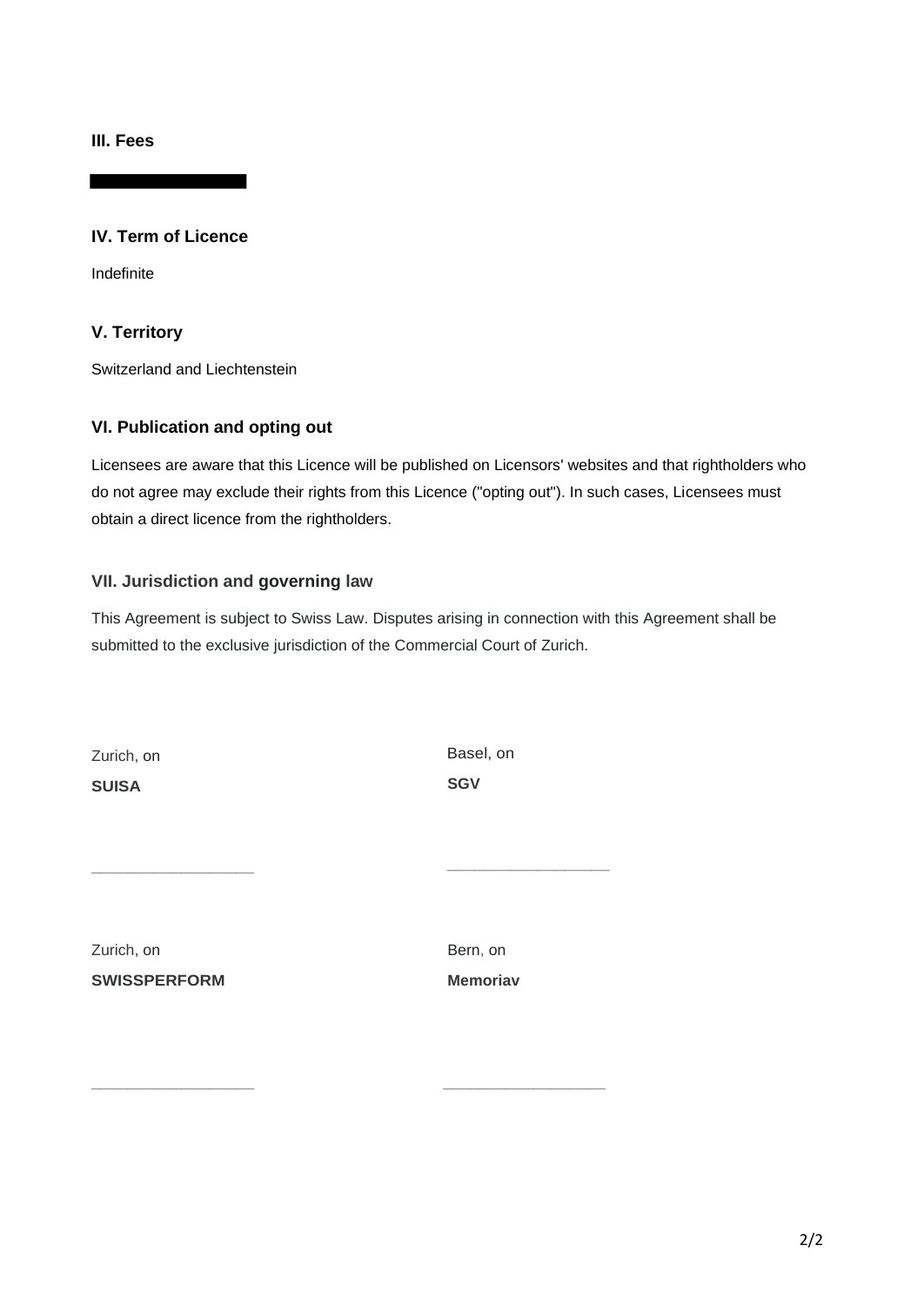**III. Fees**

██████████

**IV. Term of Licence**

Indefinite

**V. Territory**

Switzerland and Liechtenstein

**VI. Publication and opting out**

Licensees are aware that this Licence will be published on Licensors' websites and that rightholders who do not agree may exclude their rights from this Licence ("opting out"). In such cases, Licensees must obtain a direct licence from the rightholders.

**VII. Jurisdiction and governing law**

This Agreement is subject to Swiss Law. Disputes arising in connection with this Agreement shall be submitted to the exclusive jurisdiction of the Commercial Court of Zurich.

| | |
|---|---|
| Zurich, on | Basel, on |
| **SUISA** | **SGV** |
| \_\_\_\_\_\_\_\_\_\_\_\_\_\_\_\_\_\_ | \_\_\_\_\_\_\_\_\_\_\_\_\_\_\_\_\_\_ |
| Zurich, on | Bern, on |
| **SWISSPERFORM** | **Memoriav** |
| \_\_\_\_\_\_\_\_\_\_\_\_\_\_\_\_\_\_ | \_\_\_\_\_\_\_\_\_\_\_\_\_\_\_\_\_\_ |